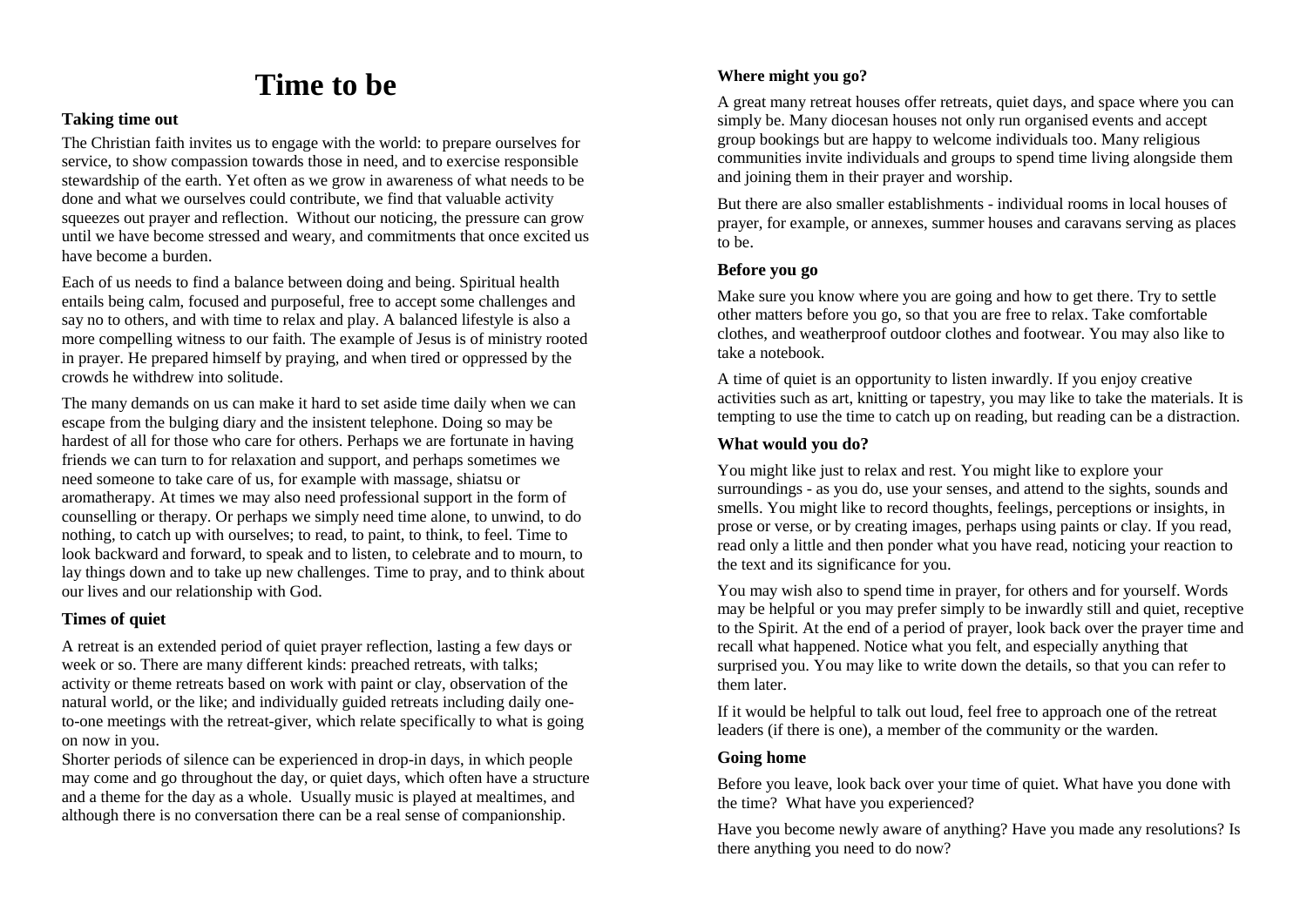# Time to be

### Taking time out

The Christian faith invites us to engage with the world: to prepare ourselves for service, to show compassion towards those in need, and to exercise responsible stewardship of the earth. Yet often as we grow in awareness of what needs to be done and what we ourselves could contribute, we find that valuable activity squeezes out prayer and reflection. Without our noticing, the pressure can grow until we have become stressed and weary, and commitments that once excited us have become a burden.

Each of us needs to find a balance between doing and being. Spiritual health entails being calm, focused and purposeful, free to accept some challenges and say no to others, and with time to relax and play. A balanced lifestyle is also a more compelling witness to our faith. The example of Jesus is of ministry rooted in prayer. He prepared himself by praying, and when tired or oppressed by the crowds he withdrew into solitude.

The many demands on us can make it hard to set aside time daily when we can escape from the bulging diary and the insistent telephone. Doing so may be hardest of all for those who care for others. Perhaps we are fortunate in having friends we can turn to for relaxation and support, and perhaps sometimes we need someone to take care of us, for example with massage, shiatsu or aromatherapy. At times we may also need professional support in the form of counselling or therapy. Or perhaps we simply need time alone, to unwind, to do nothing, to catch up with ourselves; to read, to paint, to think, to feel. Time to look backward and forward, to speak and to listen, to celebrate and to mourn, to lay things down and to take up new challenges. Time to pray, and to think about our lives and our relationship with God.

### Times of quiet

A retreat is an extended period of quiet prayer reflection, lasting a few days or week or so. There are many different kinds: preached retreats, with talks; activity or theme retreats based on work with paint or clay, observation of the natural world, or the like; and individually guided retreats including daily one-to-one meetings with the retreat-giver, which relate specifically to what is going on now in you.

Shorter periods of silence can be experienced in drop-in days, in which people may come and go throughout the day, or quiet days, which often have a structure and a theme for the day as a whole. Usually music is played at mealtimes, and although there is no conversation there can be a real sense of companionship.

### Where might you go?

A great many retreat houses offer retreats, quiet days, and space where you can simply be. Many diocesan houses not only run organised events and accept group bookings but are happy to welcome individuals too. Many religious communities invite individuals and groups to spend time living alongside them and joining them in their prayer and worship.

But there are also smaller establishments - individual rooms in local houses of prayer, for example, or annexes, summer houses and caravans serving as places to be.

### Before you go

Make sure you know where you are going and how to get there. Try to settle other matters before you go, so that you are free to relax. Take comfortable clothes, and weatherproof outdoor clothes and footwear. You may also like to take a notebook.

A time of quiet is an opportunity to listen inwardly. If you enjoy creative activities such as art, knitting or tapestry, you may like to take the materials. It is tempting to use the time to catch up on reading, but reading can be a distraction.

### What would you do?

You might like just to relax and rest. You might like to explore your surroundings - as you do, use your senses, and attend to the sights, sounds and smells. You might like to record thoughts, feelings, perceptions or insights, in prose or verse, or by creating images, perhaps using paints or clay. If you read, read only a little and then ponder what you have read, noticing your reaction to the text and its significance for you.

You may wish also to spend time in prayer, for others and for yourself. Words may be helpful or you may prefer simply to be inwardly still and quiet, receptive to the Spirit. At the end of a period of prayer, look back over the prayer time and recall what happened. Notice what you felt, and especially anything that surprised you. You may like to write down the details, so that you can refer to them later.

If it would be helpful to talk out loud, feel free to approach one of the retreat leaders (if there is one), a member of the community or the warden.

### Going home

Before you leave, look back over your time of quiet. What have you done with the time? What have you experienced?

Have you become newly aware of anything? Have you made any resolutions? Is there anything you need to do now?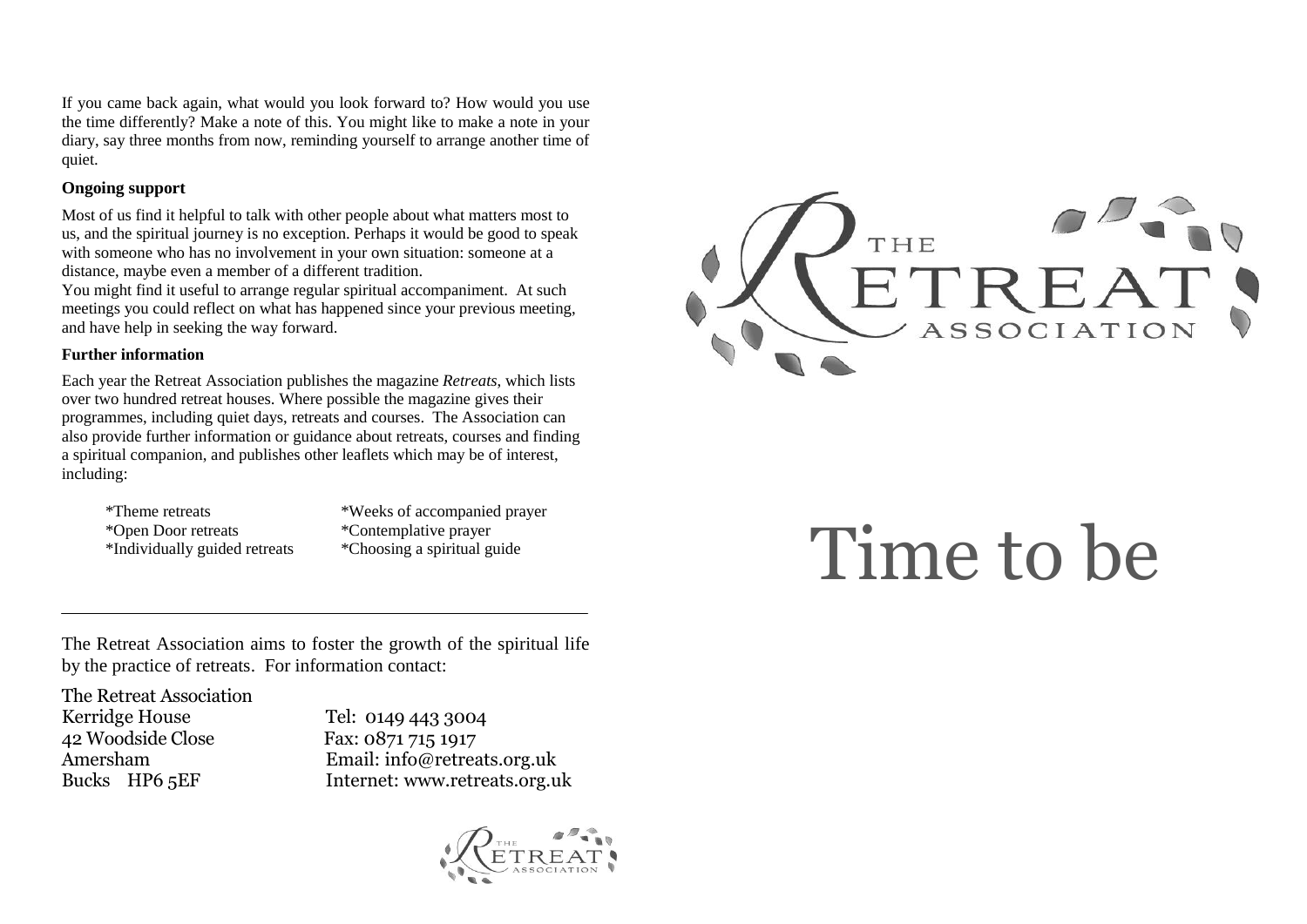If you came back again, what would you look forward to? How would you use the time differently? Make a note of this. You might like to make a note in your diary, say three months from now, reminding yourself to arrange another time of quiet.

**Ongoing support**

Most of us find it helpful to talk with other people about what matters most to us, and the spiritual journey is no exception. Perhaps it would be good to speak with someone who has no involvement in your own situation: someone at a distance, maybe even a member of a different tradition.

You might find it useful to arrange regular spiritual accompaniment. At such meetings you could reflect on what has happened since your previous meeting, and have help in seeking the way forward.

**Further information**

Each year the Retreat Association publishes the magazine *Retreats*, which lists over two hundred retreat houses. Where possible the magazine gives their programmes, including quiet days, retreats and courses. The Association can also provide further information or guidance about retreats, courses and finding a spiritual companion, and publishes other leaflets which may be of interest, including:

*Theme retreats
*Open Door retreats
*Individually guided retreats
*Weeks of accompanied prayer
*Contemplative prayer
*Choosing a spiritual guide

---

The Retreat Association aims to foster the growth of the spiritual life by the practice of retreats. For information contact:

The Retreat Association
Kerridge House
42 Woodside Close
Amersham
Bucks HP6 5EF

Tel: 0149 443 3004
Fax: 0871 715 1917
Email: info@retreats.org.uk
Internet: www.retreats.org.uk

THE RETREAT ASSOCIATION

# Time to be